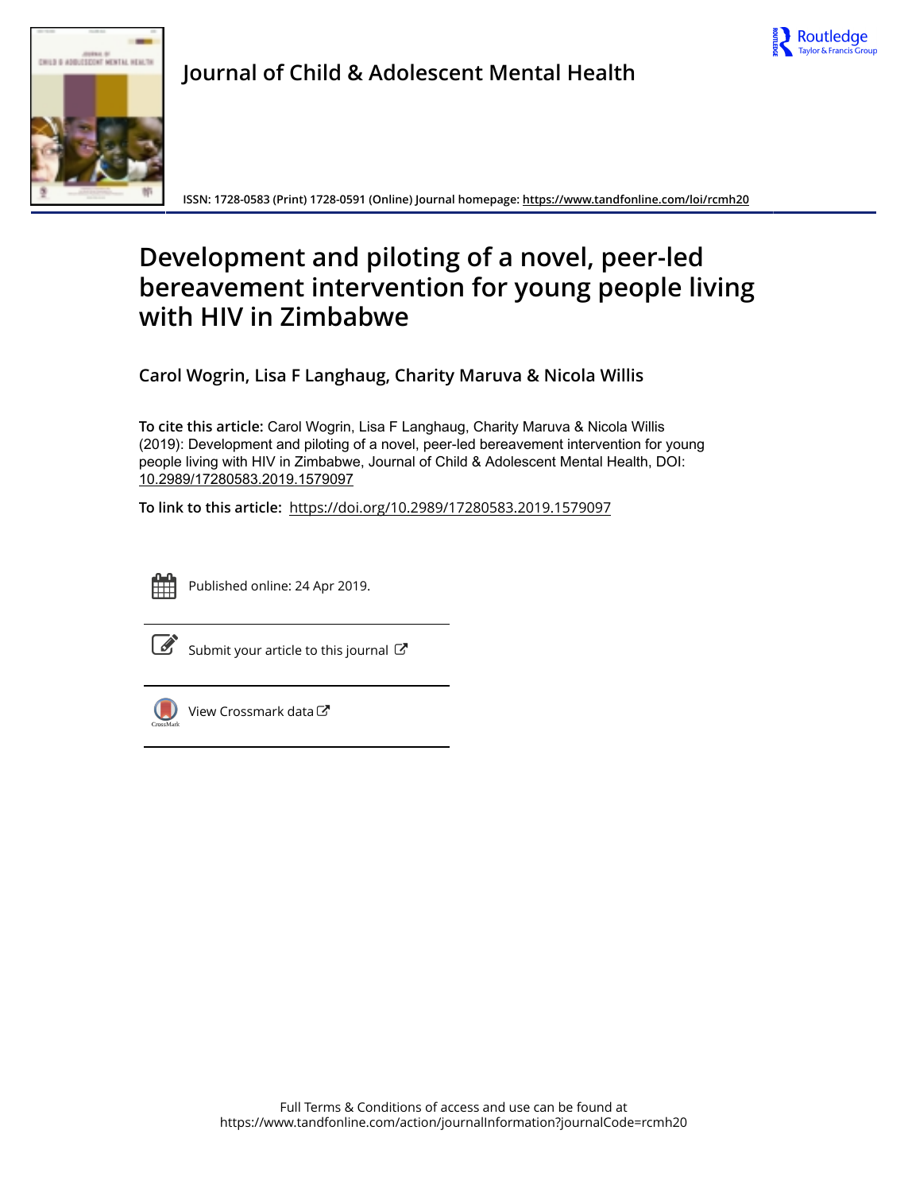Journal of Child & Adolescent Mental Health

ISSN: 1728-0583 (Print) 1728-0591 (Online) Journal homepage: https://www.tandfonline.com/loi/rcmh20

# Development and piloting of a novel, peer-led bereavement intervention for young people living with HIV in Zimbabwe

**Carol Wogrin, Lisa F Langhaug, Charity Maruva & Nicola Willis**

**To cite this article:** Carol Wogrin, Lisa F Langhaug, Charity Maruva & Nicola Willis (2019): Development and piloting of a novel, peer-led bereavement intervention for young people living with HIV in Zimbabwe, Journal of Child & Adolescent Mental Health, DOI: 10.2989/17280583.2019.1579097

**To link to this article:** https://doi.org/10.2989/17280583.2019.1579097

Published online: 24 Apr 2019.

Submit your article to this journal

View Crossmark data

Full Terms & Conditions of access and use can be found at https://www.tandfonline.com/action/journalInformation?journalCode=rcmh20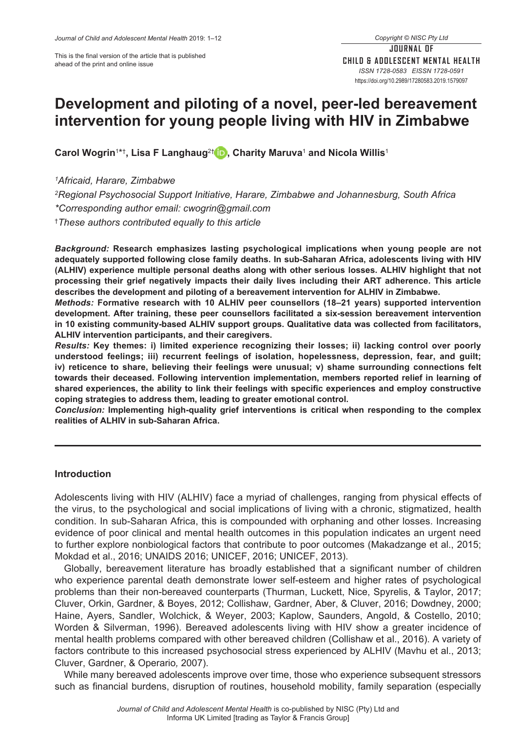This is the final version of the article that is published ahead of the print and online issue

# Development and piloting of a novel, peer-led bereavement intervention for young people living with HIV in Zimbabwe

**Carol Wogrin**[1*†], **Lisa F Langhaug**[2†], **Charity Maruva**[1] **and Nicola Willis**[1]

*[1]Africaid, Harare, Zimbabwe*

*[2]Regional Psychosocial Support Initiative, Harare, Zimbabwe and Johannesburg, South Africa*

*\*Corresponding author email: cwogrin@gmail.com*

*[†]These authors contributed equally to this article*

***Background:*** **Research emphasizes lasting psychological implications when young people are not adequately supported following close family deaths. In sub-Saharan Africa, adolescents living with HIV (ALHIV) experience multiple personal deaths along with other serious losses. ALHIV highlight that not processing their grief negatively impacts their daily lives including their ART adherence. This article describes the development and piloting of a bereavement intervention for ALHIV in Zimbabwe.**

***Methods:*** **Formative research with 10 ALHIV peer counsellors (18–21 years) supported intervention development. After training, these peer counsellors facilitated a six-session bereavement intervention in 10 existing community-based ALHIV support groups. Qualitative data was collected from facilitators, ALHIV intervention participants, and their caregivers.**

***Results:*** **Key themes: i) limited experience recognizing their losses; ii) lacking control over poorly understood feelings; iii) recurrent feelings of isolation, hopelessness, depression, fear, and guilt; iv) reticence to share, believing their feelings were unusual; v) shame surrounding connections felt towards their deceased. Following intervention implementation, members reported relief in learning of shared experiences, the ability to link their feelings with specific experiences and employ constructive coping strategies to address them, leading to greater emotional control.**

***Conclusion:*** **Implementing high-quality grief interventions is critical when responding to the complex realities of ALHIV in sub-Saharan Africa.**

## Introduction

Adolescents living with HIV (ALHIV) face a myriad of challenges, ranging from physical effects of the virus, to the psychological and social implications of living with a chronic, stigmatized, health condition. In sub-Saharan Africa, this is compounded with orphaning and other losses. Increasing evidence of poor clinical and mental health outcomes in this population indicates an urgent need to further explore nonbiological factors that contribute to poor outcomes (Makadzange et al., 2015; Mokdad et al., 2016; UNAIDS 2016; UNICEF, 2016; UNICEF, 2013).

Globally, bereavement literature has broadly established that a significant number of children who experience parental death demonstrate lower self-esteem and higher rates of psychological problems than their non-bereaved counterparts (Thurman, Luckett, Nice, Spyrelis, & Taylor, 2017; Cluver, Orkin, Gardner, & Boyes, 2012; Collishaw, Gardner, Aber, & Cluver, 2016; Dowdney, 2000; Haine, Ayers, Sandler, Wolchick, & Weyer, 2003; Kaplow, Saunders, Angold, & Costello, 2010; Worden & Silverman, 1996). Bereaved adolescents living with HIV show a greater incidence of mental health problems compared with other bereaved children (Collishaw et al., 2016). A variety of factors contribute to this increased psychosocial stress experienced by ALHIV (Mavhu et al., 2013; Cluver, Gardner, & Operario, 2007).

While many bereaved adolescents improve over time, those who experience subsequent stressors such as financial burdens, disruption of routines, household mobility, family separation (especially

*Journal of Child and Adolescent Mental Health* is co-published by NISC (Pty) Ltd and Informa UK Limited [trading as Taylor & Francis Group]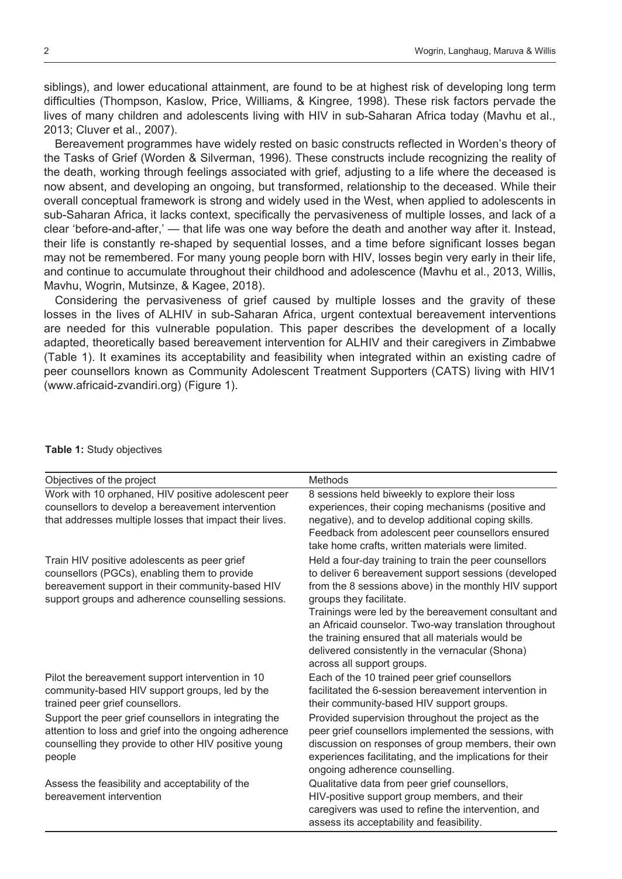siblings), and lower educational attainment, are found to be at highest risk of developing long term difficulties (Thompson, Kaslow, Price, Williams, & Kingree, 1998). These risk factors pervade the lives of many children and adolescents living with HIV in sub-Saharan Africa today (Mavhu et al., 2013; Cluver et al., 2007).

Bereavement programmes have widely rested on basic constructs reflected in Worden's theory of the Tasks of Grief (Worden & Silverman, 1996). These constructs include recognizing the reality of the death, working through feelings associated with grief, adjusting to a life where the deceased is now absent, and developing an ongoing, but transformed, relationship to the deceased. While their overall conceptual framework is strong and widely used in the West, when applied to adolescents in sub-Saharan Africa, it lacks context, specifically the pervasiveness of multiple losses, and lack of a clear 'before-and-after,' — that life was one way before the death and another way after it. Instead, their life is constantly re-shaped by sequential losses, and a time before significant losses began may not be remembered. For many young people born with HIV, losses begin very early in their life, and continue to accumulate throughout their childhood and adolescence (Mavhu et al., 2013, Willis, Mavhu, Wogrin, Mutsinze, & Kagee, 2018).

Considering the pervasiveness of grief caused by multiple losses and the gravity of these losses in the lives of ALHIV in sub-Saharan Africa, urgent contextual bereavement interventions are needed for this vulnerable population. This paper describes the development of a locally adapted, theoretically based bereavement intervention for ALHIV and their caregivers in Zimbabwe (Table 1). It examines its acceptability and feasibility when integrated within an existing cadre of peer counsellors known as Community Adolescent Treatment Supporters (CATS) living with HIV1 (www.africaid-zvandiri.org) (Figure 1).

**Table 1:** Study objectives

| Objectives of the project | Methods |
|---|---|
| Work with 10 orphaned, HIV positive adolescent peer counsellors to develop a bereavement intervention that addresses multiple losses that impact their lives. | 8 sessions held biweekly to explore their loss experiences, their coping mechanisms (positive and negative), and to develop additional coping skills. Feedback from adolescent peer counsellors ensured take home crafts, written materials were limited. |
| Train HIV positive adolescents as peer grief counsellors (PGCs), enabling them to provide bereavement support in their community-based HIV support groups and adherence counselling sessions. | Held a four-day training to train the peer counsellors to deliver 6 bereavement support sessions (developed from the 8 sessions above) in the monthly HIV support groups they facilitate. Trainings were led by the bereavement consultant and an Africaid counselor. Two-way translation throughout the training ensured that all materials would be delivered consistently in the vernacular (Shona) across all support groups. |
| Pilot the bereavement support intervention in 10 community-based HIV support groups, led by the trained peer grief counsellors. | Each of the 10 trained peer grief counsellors facilitated the 6-session bereavement intervention in their community-based HIV support groups. |
| Support the peer grief counsellors in integrating the attention to loss and grief into the ongoing adherence counselling they provide to other HIV positive young people | Provided supervision throughout the project as the peer grief counsellors implemented the sessions, with discussion on responses of group members, their own experiences facilitating, and the implications for their ongoing adherence counselling. |
| Assess the feasibility and acceptability of the bereavement intervention | Qualitative data from peer grief counsellors, HIV-positive support group members, and their caregivers was used to refine the intervention, and assess its acceptability and feasibility. |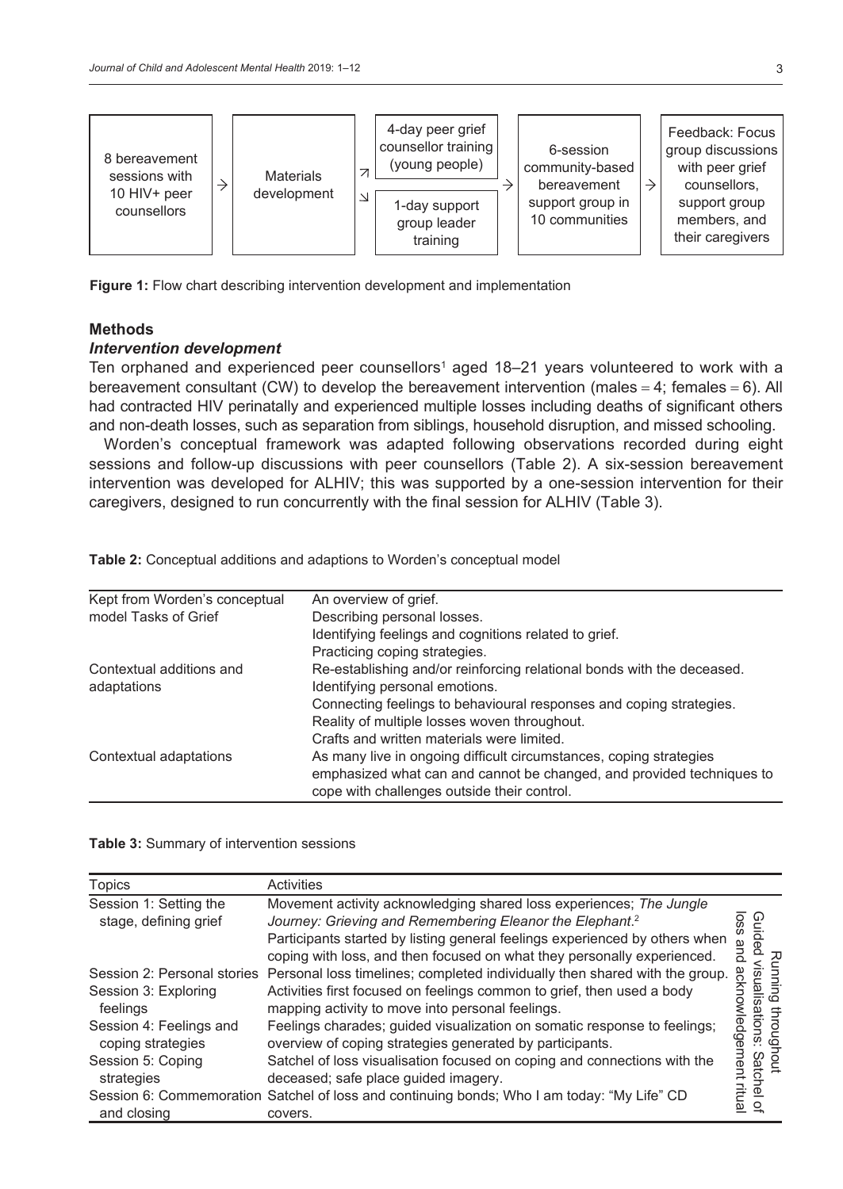8 bereavement sessions with 10 HIV+ peer counsellors → Materials development → 4-day peer grief counsellor training (young people) / 1-day support group leader training → 6-session community-based bereavement support group in 10 communities → Feedback: Focus group discussions with peer grief counsellors, support group members, and their caregivers

**Figure 1:** Flow chart describing intervention development and implementation

## Methods

### *Intervention development*

Ten orphaned and experienced peer counsellors[1] aged 18–21 years volunteered to work with a bereavement consultant (CW) to develop the bereavement intervention (males = 4; females = 6). All had contracted HIV perinatally and experienced multiple losses including deaths of significant others and non-death losses, such as separation from siblings, household disruption, and missed schooling.

Worden's conceptual framework was adapted following observations recorded during eight sessions and follow-up discussions with peer counsellors (Table 2). A six-session bereavement intervention was developed for ALHIV; this was supported by a one-session intervention for their caregivers, designed to run concurrently with the final session for ALHIV (Table 3).

**Table 2:** Conceptual additions and adaptions to Worden's conceptual model

| | |
|---|---|
| Kept from Worden's conceptual model Tasks of Grief | An overview of grief.<br>Describing personal losses.<br>Identifying feelings and cognitions related to grief.<br>Practicing coping strategies. |
| Contextual additions and adaptations | Re-establishing and/or reinforcing relational bonds with the deceased.<br>Identifying personal emotions.<br>Connecting feelings to behavioural responses and coping strategies.<br>Reality of multiple losses woven throughout.<br>Crafts and written materials were limited. |
| Contextual adaptations | As many live in ongoing difficult circumstances, coping strategies emphasized what can and cannot be changed, and provided techniques to cope with challenges outside their control. |

**Table 3:** Summary of intervention sessions

| Topics | Activities | |
|---|---|---|
| Session 1: Setting the stage, defining grief | Movement activity acknowledging shared loss experiences; *The Jungle Journey: Grieving and Remembering Eleanor the Elephant.*[2] Participants started by listing general feelings experienced by others when coping with loss, and then focused on what they personally experienced. | Running throughout Guided visualisations: Satchel of loss and acknowledgement ritual |
| Session 2: Personal stories | Personal loss timelines; completed individually then shared with the group. | |
| Session 3: Exploring feelings | Activities first focused on feelings common to grief, then used a body mapping activity to move into personal feelings. | |
| Session 4: Feelings and coping strategies | Feelings charades; guided visualization on somatic response to feelings; overview of coping strategies generated by participants. | |
| Session 5: Coping strategies | Satchel of loss visualisation focused on coping and connections with the deceased; safe place guided imagery. | |
| Session 6: Commemoration and closing | Satchel of loss and continuing bonds; Who I am today: "My Life" CD covers. | |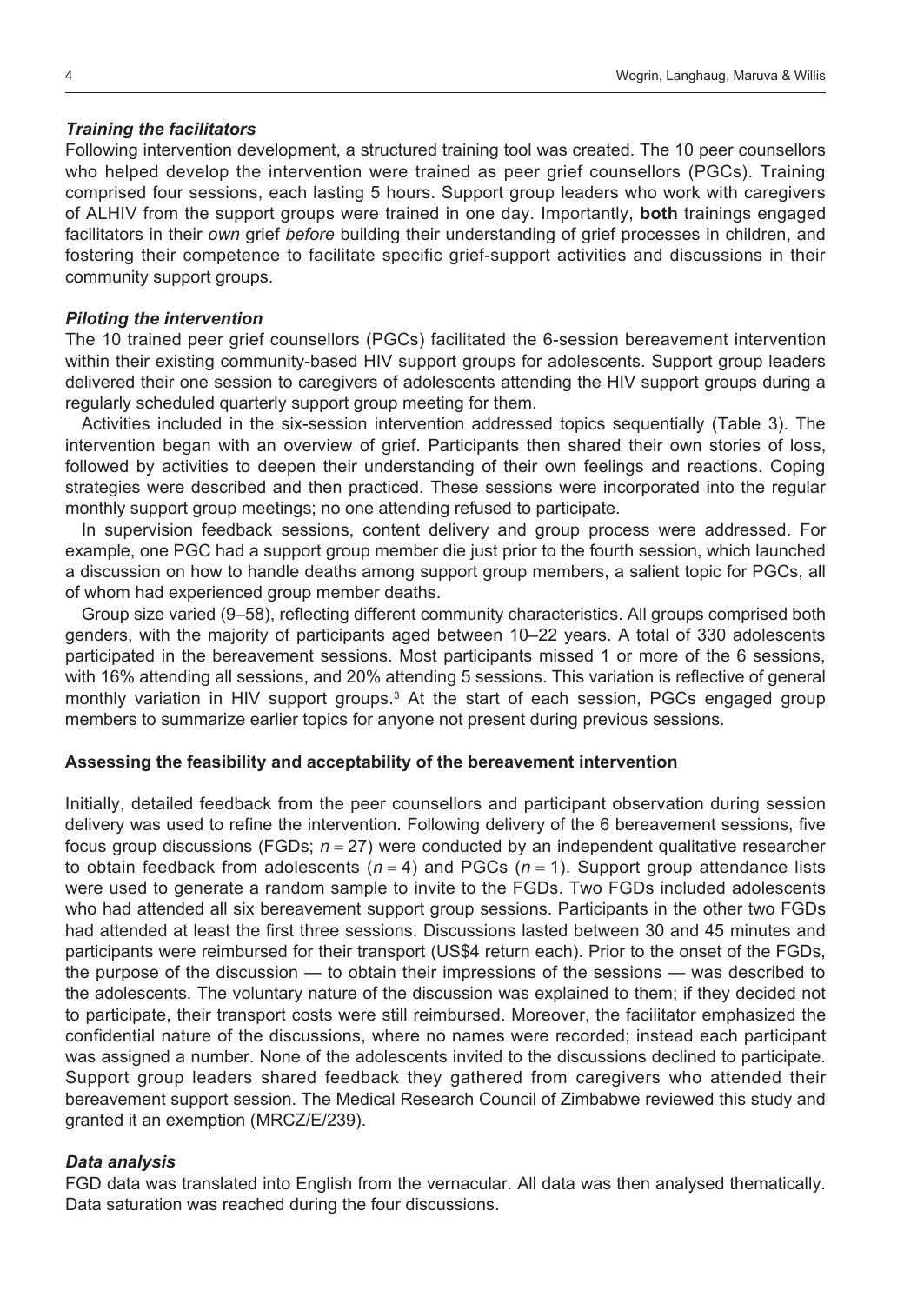### *Training the facilitators*

Following intervention development, a structured training tool was created. The 10 peer counsellors who helped develop the intervention were trained as peer grief counsellors (PGCs). Training comprised four sessions, each lasting 5 hours. Support group leaders who work with caregivers of ALHIV from the support groups were trained in one day. Importantly, **both** trainings engaged facilitators in their *own* grief *before* building their understanding of grief processes in children, and fostering their competence to facilitate specific grief-support activities and discussions in their community support groups.

### *Piloting the intervention*

The 10 trained peer grief counsellors (PGCs) facilitated the 6-session bereavement intervention within their existing community-based HIV support groups for adolescents. Support group leaders delivered their one session to caregivers of adolescents attending the HIV support groups during a regularly scheduled quarterly support group meeting for them.

Activities included in the six-session intervention addressed topics sequentially (Table 3). The intervention began with an overview of grief. Participants then shared their own stories of loss, followed by activities to deepen their understanding of their own feelings and reactions. Coping strategies were described and then practiced. These sessions were incorporated into the regular monthly support group meetings; no one attending refused to participate.

In supervision feedback sessions, content delivery and group process were addressed. For example, one PGC had a support group member die just prior to the fourth session, which launched a discussion on how to handle deaths among support group members, a salient topic for PGCs, all of whom had experienced group member deaths.

Group size varied (9–58), reflecting different community characteristics. All groups comprised both genders, with the majority of participants aged between 10–22 years. A total of 330 adolescents participated in the bereavement sessions. Most participants missed 1 or more of the 6 sessions, with 16% attending all sessions, and 20% attending 5 sessions. This variation is reflective of general monthly variation in HIV support groups.[3] At the start of each session, PGCs engaged group members to summarize earlier topics for anyone not present during previous sessions.

## Assessing the feasibility and acceptability of the bereavement intervention

Initially, detailed feedback from the peer counsellors and participant observation during session delivery was used to refine the intervention. Following delivery of the 6 bereavement sessions, five focus group discussions (FGDs; $n = 27$) were conducted by an independent qualitative researcher to obtain feedback from adolescents ($n = 4$) and PGCs ($n = 1$). Support group attendance lists were used to generate a random sample to invite to the FGDs. Two FGDs included adolescents who had attended all six bereavement support group sessions. Participants in the other two FGDs had attended at least the first three sessions. Discussions lasted between 30 and 45 minutes and participants were reimbursed for their transport (US$4 return each). Prior to the onset of the FGDs, the purpose of the discussion — to obtain their impressions of the sessions — was described to the adolescents. The voluntary nature of the discussion was explained to them; if they decided not to participate, their transport costs were still reimbursed. Moreover, the facilitator emphasized the confidential nature of the discussions, where no names were recorded; instead each participant was assigned a number. None of the adolescents invited to the discussions declined to participate. Support group leaders shared feedback they gathered from caregivers who attended their bereavement support session. The Medical Research Council of Zimbabwe reviewed this study and granted it an exemption (MRCZ/E/239).

### *Data analysis*

FGD data was translated into English from the vernacular. All data was then analysed thematically. Data saturation was reached during the four discussions.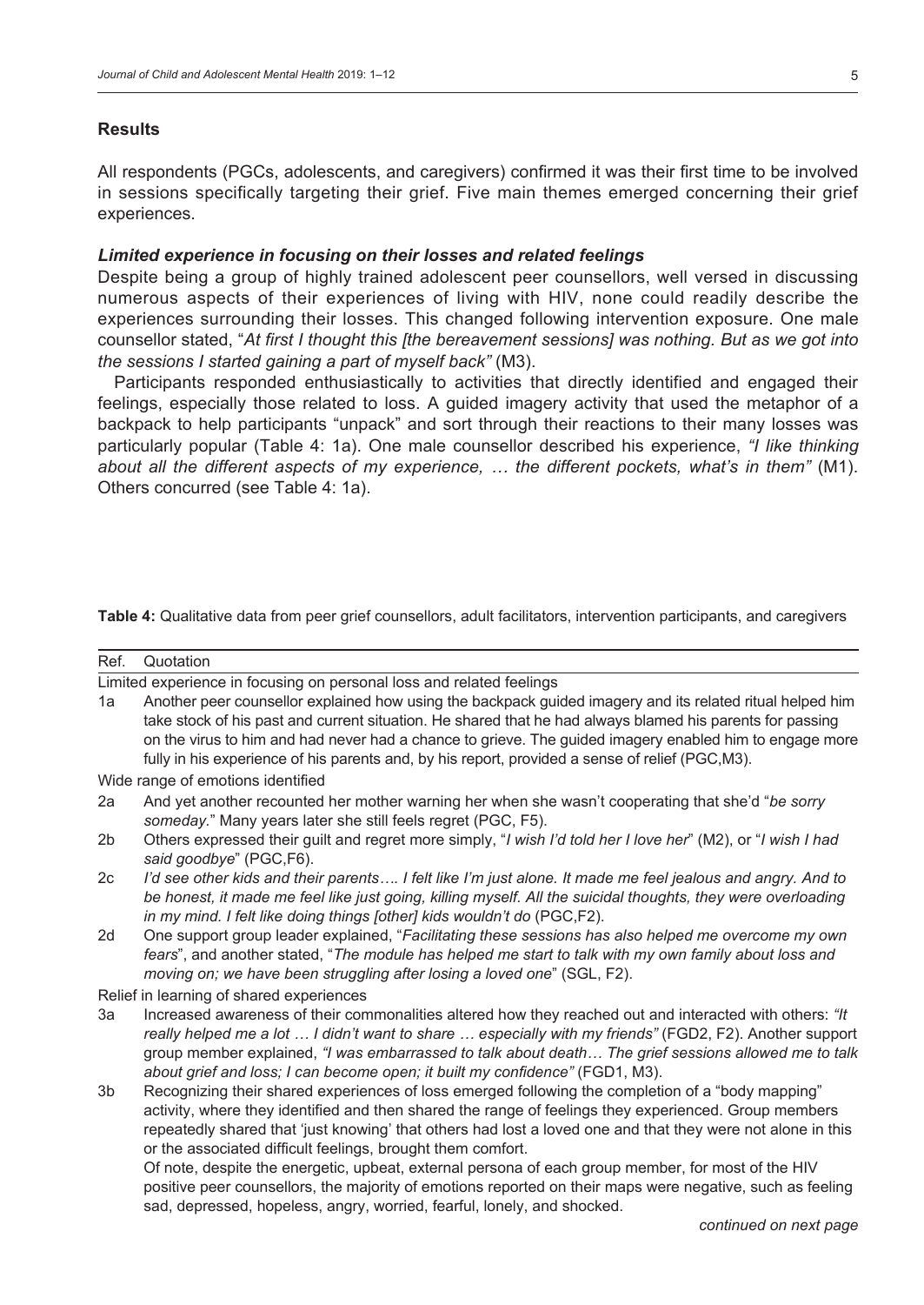## Results

All respondents (PGCs, adolescents, and caregivers) confirmed it was their first time to be involved in sessions specifically targeting their grief. Five main themes emerged concerning their grief experiences.

### *Limited experience in focusing on their losses and related feelings*

Despite being a group of highly trained adolescent peer counsellors, well versed in discussing numerous aspects of their experiences of living with HIV, none could readily describe the experiences surrounding their losses. This changed following intervention exposure. One male counsellor stated, "*At first I thought this [the bereavement sessions] was nothing. But as we got into the sessions I started gaining a part of myself back"* (M3).

Participants responded enthusiastically to activities that directly identified and engaged their feelings, especially those related to loss. A guided imagery activity that used the metaphor of a backpack to help participants "unpack" and sort through their reactions to their many losses was particularly popular (Table 4: 1a). One male counsellor described his experience, *"I like thinking about all the different aspects of my experience, … the different pockets, what's in them"* (M1). Others concurred (see Table 4: 1a).

**Table 4:** Qualitative data from peer grief counsellors, adult facilitators, intervention participants, and caregivers

| Ref. | Quotation |
|---|---|
| | Limited experience in focusing on personal loss and related feelings |
| 1a | Another peer counsellor explained how using the backpack guided imagery and its related ritual helped him take stock of his past and current situation. He shared that he had always blamed his parents for passing on the virus to him and had never had a chance to grieve. The guided imagery enabled him to engage more fully in his experience of his parents and, by his report, provided a sense of relief (PGC,M3). |
| | Wide range of emotions identified |
| 2a | And yet another recounted her mother warning her when she wasn't cooperating that she'd "*be sorry someday.*" Many years later she still feels regret (PGC, F5). |
| 2b | Others expressed their guilt and regret more simply, "*I wish I'd told her I love her*" (M2), or "*I wish I had said goodbye*" (PGC,F6). |
| 2c | *I'd see other kids and their parents…. I felt like I'm just alone. It made me feel jealous and angry. And to be honest, it made me feel like just going, killing myself. All the suicidal thoughts, they were overloading in my mind. I felt like doing things [other] kids wouldn't do* (PGC,F2). |
| 2d | One support group leader explained, "*Facilitating these sessions has also helped me overcome my own fears*", and another stated, "*The module has helped me start to talk with my own family about loss and moving on; we have been struggling after losing a loved one*" (SGL, F2). |
| | Relief in learning of shared experiences |
| 3a | Increased awareness of their commonalities altered how they reached out and interacted with others: *"It really helped me a lot … I didn't want to share … especially with my friends"* (FGD2, F2). Another support group member explained, *"I was embarrassed to talk about death… The grief sessions allowed me to talk about grief and loss; I can become open; it built my confidence"* (FGD1, M3). |
| 3b | Recognizing their shared experiences of loss emerged following the completion of a "body mapping" activity, where they identified and then shared the range of feelings they experienced. Group members repeatedly shared that 'just knowing' that others had lost a loved one and that they were not alone in this or the associated difficult feelings, brought them comfort. Of note, despite the energetic, upbeat, external persona of each group member, for most of the HIV positive peer counsellors, the majority of emotions reported on their maps were negative, such as feeling sad, depressed, hopeless, angry, worried, fearful, lonely, and shocked. |

*continued on next page*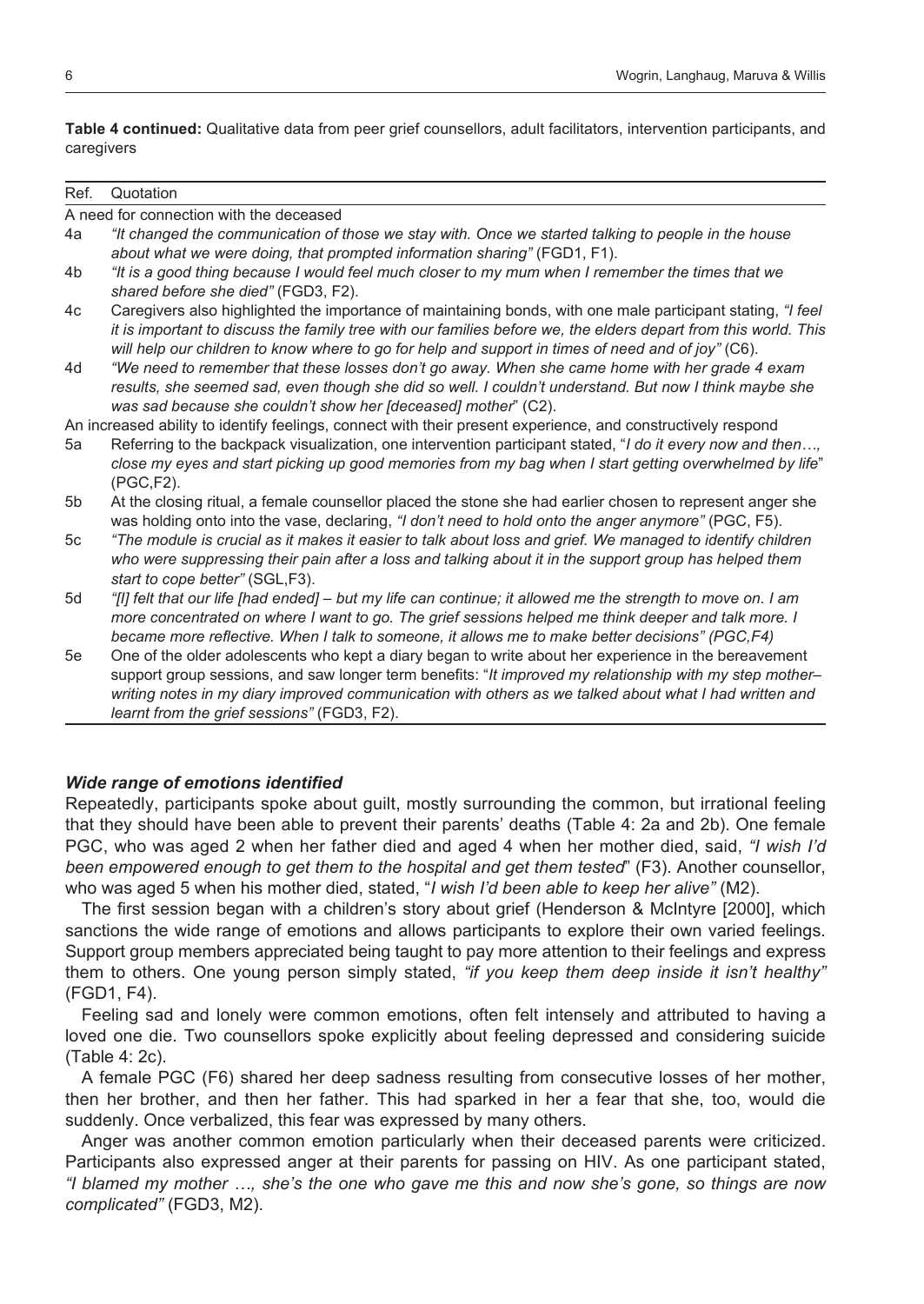**Table 4 continued:** Qualitative data from peer grief counsellors, adult facilitators, intervention participants, and caregivers

| Ref. | Quotation |
|---|---|
| A need for connection with the deceased | |
| 4a | *"It changed the communication of those we stay with. Once we started talking to people in the house about what we were doing, that prompted information sharing"* (FGD1, F1). |
| 4b | *"It is a good thing because I would feel much closer to my mum when I remember the times that we shared before she died"* (FGD3, F2). |
| 4c | Caregivers also highlighted the importance of maintaining bonds, with one male participant stating, *"I feel it is important to discuss the family tree with our families before we, the elders depart from this world. This will help our children to know where to go for help and support in times of need and of joy"* (C6). |
| 4d | *"We need to remember that these losses don't go away. When she came home with her grade 4 exam results, she seemed sad, even though she did so well. I couldn't understand. But now I think maybe she was sad because she couldn't show her [deceased] mother*" (C2). |
| An increased ability to identify feelings, connect with their present experience, and constructively respond | |
| 5a | Referring to the backpack visualization, one intervention participant stated, "*I do it every now and then…, close my eyes and start picking up good memories from my bag when I start getting overwhelmed by life*" (PGC,F2). |
| 5b | At the closing ritual, a female counsellor placed the stone she had earlier chosen to represent anger she was holding onto into the vase, declaring, *"I don't need to hold onto the anger anymore"* (PGC, F5). |
| 5c | *"The module is crucial as it makes it easier to talk about loss and grief. We managed to identify children who were suppressing their pain after a loss and talking about it in the support group has helped them start to cope better"* (SGL,F3). |
| 5d | *"[I] felt that our life [had ended] – but my life can continue; it allowed me the strength to move on. I am more concentrated on where I want to go. The grief sessions helped me think deeper and talk more. I became more reflective. When I talk to someone, it allows me to make better decisions" (PGC,F4)* |
| 5e | One of the older adolescents who kept a diary began to write about her experience in the bereavement support group sessions, and saw longer term benefits: "*It improved my relationship with my step mother– writing notes in my diary improved communication with others as we talked about what I had written and learnt from the grief sessions"* (FGD3, F2). |

### *Wide range of emotions identified*

Repeatedly, participants spoke about guilt, mostly surrounding the common, but irrational feeling that they should have been able to prevent their parents' deaths (Table 4: 2a and 2b). One female PGC, who was aged 2 when her father died and aged 4 when her mother died, said, *"I wish I'd been empowered enough to get them to the hospital and get them tested*" (F3). Another counsellor, who was aged 5 when his mother died, stated, "*I wish I'd been able to keep her alive"* (M2).

The first session began with a children's story about grief (Henderson & McIntyre [2000], which sanctions the wide range of emotions and allows participants to explore their own varied feelings. Support group members appreciated being taught to pay more attention to their feelings and express them to others. One young person simply stated, *"if you keep them deep inside it isn't healthy"* (FGD1, F4).

Feeling sad and lonely were common emotions, often felt intensely and attributed to having a loved one die. Two counsellors spoke explicitly about feeling depressed and considering suicide (Table 4: 2c).

A female PGC (F6) shared her deep sadness resulting from consecutive losses of her mother, then her brother, and then her father. This had sparked in her a fear that she, too, would die suddenly. Once verbalized, this fear was expressed by many others.

Anger was another common emotion particularly when their deceased parents were criticized. Participants also expressed anger at their parents for passing on HIV. As one participant stated, *"I blamed my mother …, she's the one who gave me this and now she's gone, so things are now complicated"* (FGD3, M2).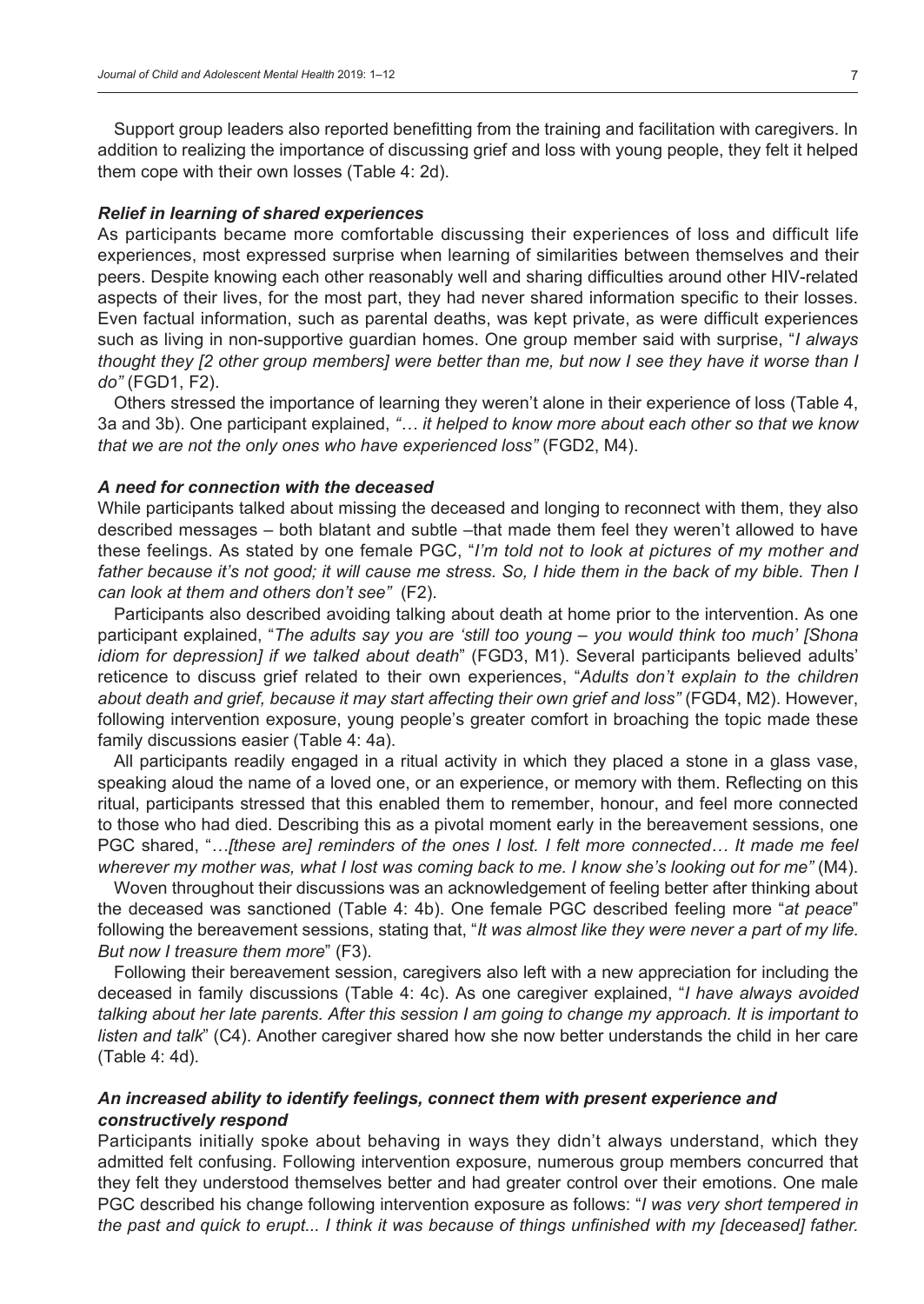Support group leaders also reported benefitting from the training and facilitation with caregivers. In addition to realizing the importance of discussing grief and loss with young people, they felt it helped them cope with their own losses (Table 4: 2d).

#### ***Relief in learning of shared experiences***

As participants became more comfortable discussing their experiences of loss and difficult life experiences, most expressed surprise when learning of similarities between themselves and their peers. Despite knowing each other reasonably well and sharing difficulties around other HIV-related aspects of their lives, for the most part, they had never shared information specific to their losses. Even factual information, such as parental deaths, was kept private, as were difficult experiences such as living in non-supportive guardian homes. One group member said with surprise, "*I always thought they [2 other group members] were better than me, but now I see they have it worse than I do"* (FGD1, F2).

Others stressed the importance of learning they weren't alone in their experience of loss (Table 4, 3a and 3b). One participant explained, *"… it helped to know more about each other so that we know that we are not the only ones who have experienced loss"* (FGD2, M4).

#### ***A need for connection with the deceased***

While participants talked about missing the deceased and longing to reconnect with them, they also described messages – both blatant and subtle –that made them feel they weren't allowed to have these feelings. As stated by one female PGC, "*I'm told not to look at pictures of my mother and father because it's not good; it will cause me stress. So, I hide them in the back of my bible. Then I can look at them and others don't see"* (F2).

Participants also described avoiding talking about death at home prior to the intervention. As one participant explained, "*The adults say you are 'still too young – you would think too much' [Shona idiom for depression] if we talked about death*" (FGD3, M1). Several participants believed adults' reticence to discuss grief related to their own experiences, "*Adults don't explain to the children about death and grief, because it may start affecting their own grief and loss"* (FGD4, M2). However, following intervention exposure, young people's greater comfort in broaching the topic made these family discussions easier (Table 4: 4a).

All participants readily engaged in a ritual activity in which they placed a stone in a glass vase, speaking aloud the name of a loved one, or an experience, or memory with them. Reflecting on this ritual, participants stressed that this enabled them to remember, honour, and feel more connected to those who had died. Describing this as a pivotal moment early in the bereavement sessions, one PGC shared, "*…[these are] reminders of the ones I lost. I felt more connected… It made me feel wherever my mother was, what I lost was coming back to me. I know she's looking out for me"* (M4).

Woven throughout their discussions was an acknowledgement of feeling better after thinking about the deceased was sanctioned (Table 4: 4b). One female PGC described feeling more "*at peace*" following the bereavement sessions, stating that, "*It was almost like they were never a part of my life. But now I treasure them more*" (F3).

Following their bereavement session, caregivers also left with a new appreciation for including the deceased in family discussions (Table 4: 4c). As one caregiver explained, "*I have always avoided talking about her late parents. After this session I am going to change my approach. It is important to listen and talk*" (C4). Another caregiver shared how she now better understands the child in her care (Table 4: 4d).

#### ***An increased ability to identify feelings, connect them with present experience and constructively respond***

Participants initially spoke about behaving in ways they didn't always understand, which they admitted felt confusing. Following intervention exposure, numerous group members concurred that they felt they understood themselves better and had greater control over their emotions. One male PGC described his change following intervention exposure as follows: "*I was very short tempered in the past and quick to erupt... I think it was because of things unfinished with my [deceased] father.*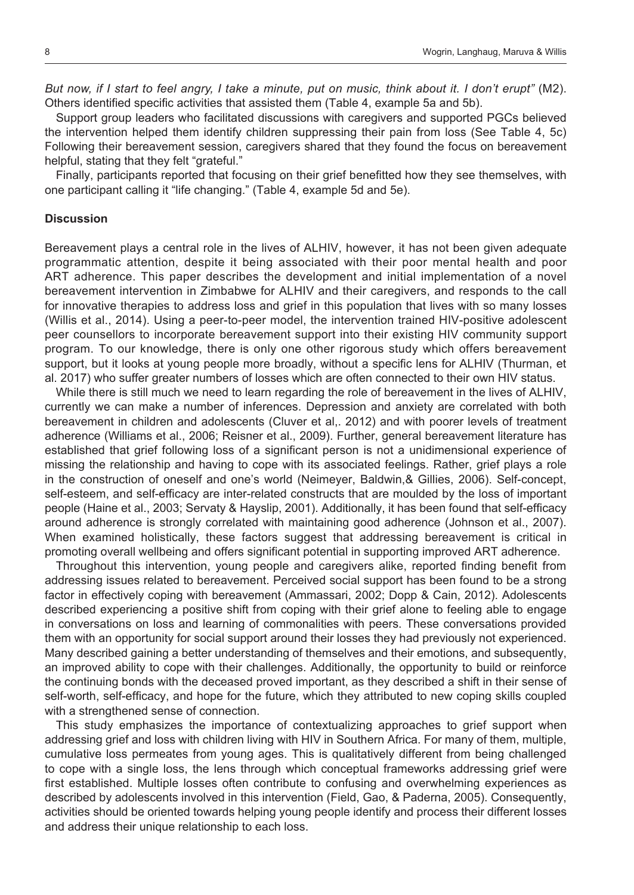*But now, if I start to feel angry, I take a minute, put on music, think about it. I don't erupt"* (M2). Others identified specific activities that assisted them (Table 4, example 5a and 5b).

Support group leaders who facilitated discussions with caregivers and supported PGCs believed the intervention helped them identify children suppressing their pain from loss (See Table 4, 5c) Following their bereavement session, caregivers shared that they found the focus on bereavement helpful, stating that they felt "grateful."

Finally, participants reported that focusing on their grief benefitted how they see themselves, with one participant calling it "life changing." (Table 4, example 5d and 5e).

### Discussion

Bereavement plays a central role in the lives of ALHIV, however, it has not been given adequate programmatic attention, despite it being associated with their poor mental health and poor ART adherence. This paper describes the development and initial implementation of a novel bereavement intervention in Zimbabwe for ALHIV and their caregivers, and responds to the call for innovative therapies to address loss and grief in this population that lives with so many losses (Willis et al., 2014). Using a peer-to-peer model, the intervention trained HIV-positive adolescent peer counsellors to incorporate bereavement support into their existing HIV community support program. To our knowledge, there is only one other rigorous study which offers bereavement support, but it looks at young people more broadly, without a specific lens for ALHIV (Thurman, et al. 2017) who suffer greater numbers of losses which are often connected to their own HIV status.

While there is still much we need to learn regarding the role of bereavement in the lives of ALHIV, currently we can make a number of inferences. Depression and anxiety are correlated with both bereavement in children and adolescents (Cluver et al,. 2012) and with poorer levels of treatment adherence (Williams et al., 2006; Reisner et al., 2009). Further, general bereavement literature has established that grief following loss of a significant person is not a unidimensional experience of missing the relationship and having to cope with its associated feelings. Rather, grief plays a role in the construction of oneself and one's world (Neimeyer, Baldwin,& Gillies, 2006). Self-concept, self-esteem, and self-efficacy are inter-related constructs that are moulded by the loss of important people (Haine et al., 2003; Servaty & Hayslip, 2001). Additionally, it has been found that self-efficacy around adherence is strongly correlated with maintaining good adherence (Johnson et al., 2007). When examined holistically, these factors suggest that addressing bereavement is critical in promoting overall wellbeing and offers significant potential in supporting improved ART adherence.

Throughout this intervention, young people and caregivers alike, reported finding benefit from addressing issues related to bereavement. Perceived social support has been found to be a strong factor in effectively coping with bereavement (Ammassari, 2002; Dopp & Cain, 2012). Adolescents described experiencing a positive shift from coping with their grief alone to feeling able to engage in conversations on loss and learning of commonalities with peers. These conversations provided them with an opportunity for social support around their losses they had previously not experienced. Many described gaining a better understanding of themselves and their emotions, and subsequently, an improved ability to cope with their challenges. Additionally, the opportunity to build or reinforce the continuing bonds with the deceased proved important, as they described a shift in their sense of self-worth, self-efficacy, and hope for the future, which they attributed to new coping skills coupled with a strengthened sense of connection.

This study emphasizes the importance of contextualizing approaches to grief support when addressing grief and loss with children living with HIV in Southern Africa. For many of them, multiple, cumulative loss permeates from young ages. This is qualitatively different from being challenged to cope with a single loss, the lens through which conceptual frameworks addressing grief were first established. Multiple losses often contribute to confusing and overwhelming experiences as described by adolescents involved in this intervention (Field, Gao, & Paderna, 2005). Consequently, activities should be oriented towards helping young people identify and process their different losses and address their unique relationship to each loss.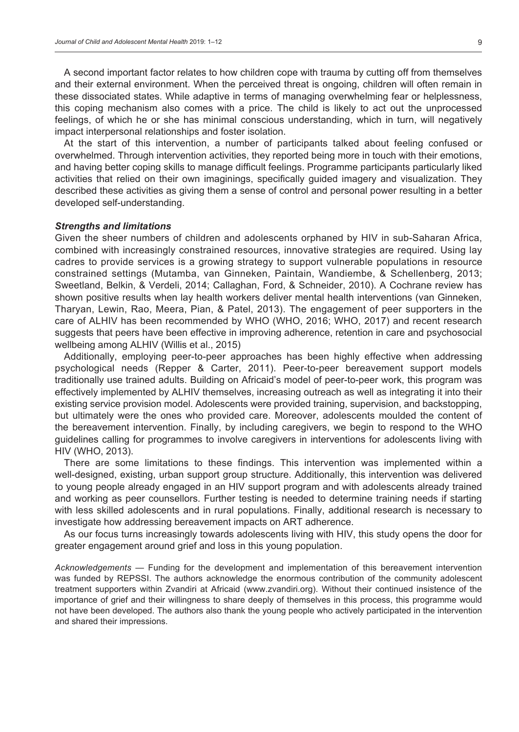A second important factor relates to how children cope with trauma by cutting off from themselves and their external environment. When the perceived threat is ongoing, children will often remain in these dissociated states. While adaptive in terms of managing overwhelming fear or helplessness, this coping mechanism also comes with a price. The child is likely to act out the unprocessed feelings, of which he or she has minimal conscious understanding, which in turn, will negatively impact interpersonal relationships and foster isolation.

At the start of this intervention, a number of participants talked about feeling confused or overwhelmed. Through intervention activities, they reported being more in touch with their emotions, and having better coping skills to manage difficult feelings. Programme participants particularly liked activities that relied on their own imaginings, specifically guided imagery and visualization. They described these activities as giving them a sense of control and personal power resulting in a better developed self-understanding.

### *Strengths and limitations*

Given the sheer numbers of children and adolescents orphaned by HIV in sub-Saharan Africa, combined with increasingly constrained resources, innovative strategies are required. Using lay cadres to provide services is a growing strategy to support vulnerable populations in resource constrained settings (Mutamba, van Ginneken, Paintain, Wandiembe, & Schellenberg, 2013; Sweetland, Belkin, & Verdeli, 2014; Callaghan, Ford, & Schneider, 2010). A Cochrane review has shown positive results when lay health workers deliver mental health interventions (van Ginneken, Tharyan, Lewin, Rao, Meera, Pian, & Patel, 2013). The engagement of peer supporters in the care of ALHIV has been recommended by WHO (WHO, 2016; WHO, 2017) and recent research suggests that peers have been effective in improving adherence, retention in care and psychosocial wellbeing among ALHIV (Willis et al., 2015)

Additionally, employing peer-to-peer approaches has been highly effective when addressing psychological needs (Repper & Carter, 2011). Peer-to-peer bereavement support models traditionally use trained adults. Building on Africaid's model of peer-to-peer work, this program was effectively implemented by ALHIV themselves, increasing outreach as well as integrating it into their existing service provision model. Adolescents were provided training, supervision, and backstopping, but ultimately were the ones who provided care. Moreover, adolescents moulded the content of the bereavement intervention. Finally, by including caregivers, we begin to respond to the WHO guidelines calling for programmes to involve caregivers in interventions for adolescents living with HIV (WHO, 2013).

There are some limitations to these findings. This intervention was implemented within a well-designed, existing, urban support group structure. Additionally, this intervention was delivered to young people already engaged in an HIV support program and with adolescents already trained and working as peer counsellors. Further testing is needed to determine training needs if starting with less skilled adolescents and in rural populations. Finally, additional research is necessary to investigate how addressing bereavement impacts on ART adherence.

As our focus turns increasingly towards adolescents living with HIV, this study opens the door for greater engagement around grief and loss in this young population.

*Acknowledgements* — Funding for the development and implementation of this bereavement intervention was funded by REPSSI. The authors acknowledge the enormous contribution of the community adolescent treatment supporters within Zvandiri at Africaid (www.zvandiri.org). Without their continued insistence of the importance of grief and their willingness to share deeply of themselves in this process, this programme would not have been developed. The authors also thank the young people who actively participated in the intervention and shared their impressions.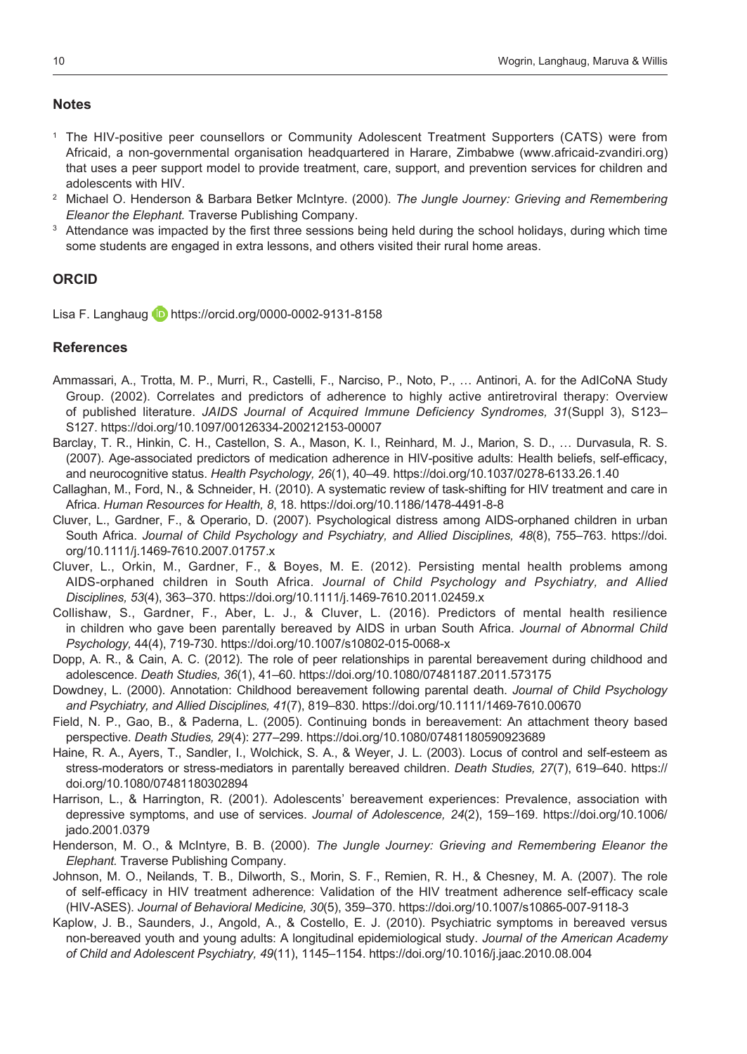## Notes

[1] The HIV-positive peer counsellors or Community Adolescent Treatment Supporters (CATS) were from Africaid, a non-governmental organisation headquartered in Harare, Zimbabwe (www.africaid-zvandiri.org) that uses a peer support model to provide treatment, care, support, and prevention services for children and adolescents with HIV.

[2] Michael O. Henderson & Barbara Betker McIntyre. (2000). *The Jungle Journey: Grieving and Remembering Eleanor the Elephant.* Traverse Publishing Company.

[3] Attendance was impacted by the first three sessions being held during the school holidays, during which time some students are engaged in extra lessons, and others visited their rural home areas.

## ORCID

Lisa F. Langhaug https://orcid.org/0000-0002-9131-8158

## References

Ammassari, A., Trotta, M. P., Murri, R., Castelli, F., Narciso, P., Noto, P., … Antinori, A. for the AdICoNA Study Group. (2002). Correlates and predictors of adherence to highly active antiretroviral therapy: Overview of published literature. *JAIDS Journal of Acquired Immune Deficiency Syndromes, 31*(Suppl 3), S123–S127. https://doi.org/10.1097/00126334-200212153-00007

Barclay, T. R., Hinkin, C. H., Castellon, S. A., Mason, K. I., Reinhard, M. J., Marion, S. D., … Durvasula, R. S. (2007). Age-associated predictors of medication adherence in HIV-positive adults: Health beliefs, self-efficacy, and neurocognitive status. *Health Psychology, 26*(1), 40–49. https://doi.org/10.1037/0278-6133.26.1.40

Callaghan, M., Ford, N., & Schneider, H. (2010). A systematic review of task-shifting for HIV treatment and care in Africa. *Human Resources for Health, 8*, 18. https://doi.org/10.1186/1478-4491-8-8

Cluver, L., Gardner, F., & Operario, D. (2007). Psychological distress among AIDS-orphaned children in urban South Africa. *Journal of Child Psychology and Psychiatry, and Allied Disciplines, 48*(8), 755–763. https://doi.org/10.1111/j.1469-7610.2007.01757.x

Cluver, L., Orkin, M., Gardner, F., & Boyes, M. E. (2012). Persisting mental health problems among AIDS-orphaned children in South Africa. *Journal of Child Psychology and Psychiatry, and Allied Disciplines, 53*(4), 363–370. https://doi.org/10.1111/j.1469-7610.2011.02459.x

Collishaw, S., Gardner, F., Aber, L. J., & Cluver, L. (2016). Predictors of mental health resilience in children who gave been parentally bereaved by AIDS in urban South Africa. *Journal of Abnormal Child Psychology,* 44(4), 719-730. https://doi.org/10.1007/s10802-015-0068-x

Dopp, A. R., & Cain, A. C. (2012). The role of peer relationships in parental bereavement during childhood and adolescence. *Death Studies, 36*(1), 41–60. https://doi.org/10.1080/07481187.2011.573175

Dowdney, L. (2000). Annotation: Childhood bereavement following parental death. *Journal of Child Psychology and Psychiatry, and Allied Disciplines, 41*(7), 819–830. https://doi.org/10.1111/1469-7610.00670

Field, N. P., Gao, B., & Paderna, L. (2005). Continuing bonds in bereavement: An attachment theory based perspective. *Death Studies, 29*(4): 277–299. https://doi.org/10.1080/07481180590923689

Haine, R. A., Ayers, T., Sandler, I., Wolchick, S. A., & Weyer, J. L. (2003). Locus of control and self-esteem as stress-moderators or stress-mediators in parentally bereaved children. *Death Studies, 27*(7), 619–640. https://doi.org/10.1080/07481180302894

Harrison, L., & Harrington, R. (2001). Adolescents' bereavement experiences: Prevalence, association with depressive symptoms, and use of services. *Journal of Adolescence, 24*(2), 159–169. https://doi.org/10.1006/jado.2001.0379

Henderson, M. O., & McIntyre, B. B. (2000). *The Jungle Journey: Grieving and Remembering Eleanor the Elephant.* Traverse Publishing Company.

Johnson, M. O., Neilands, T. B., Dilworth, S., Morin, S. F., Remien, R. H., & Chesney, M. A. (2007). The role of self-efficacy in HIV treatment adherence: Validation of the HIV treatment adherence self-efficacy scale (HIV-ASES). *Journal of Behavioral Medicine, 30*(5), 359–370. https://doi.org/10.1007/s10865-007-9118-3

Kaplow, J. B., Saunders, J., Angold, A., & Costello, E. J. (2010). Psychiatric symptoms in bereaved versus non-bereaved youth and young adults: A longitudinal epidemiological study. *Journal of the American Academy of Child and Adolescent Psychiatry, 49*(11), 1145–1154. https://doi.org/10.1016/j.jaac.2010.08.004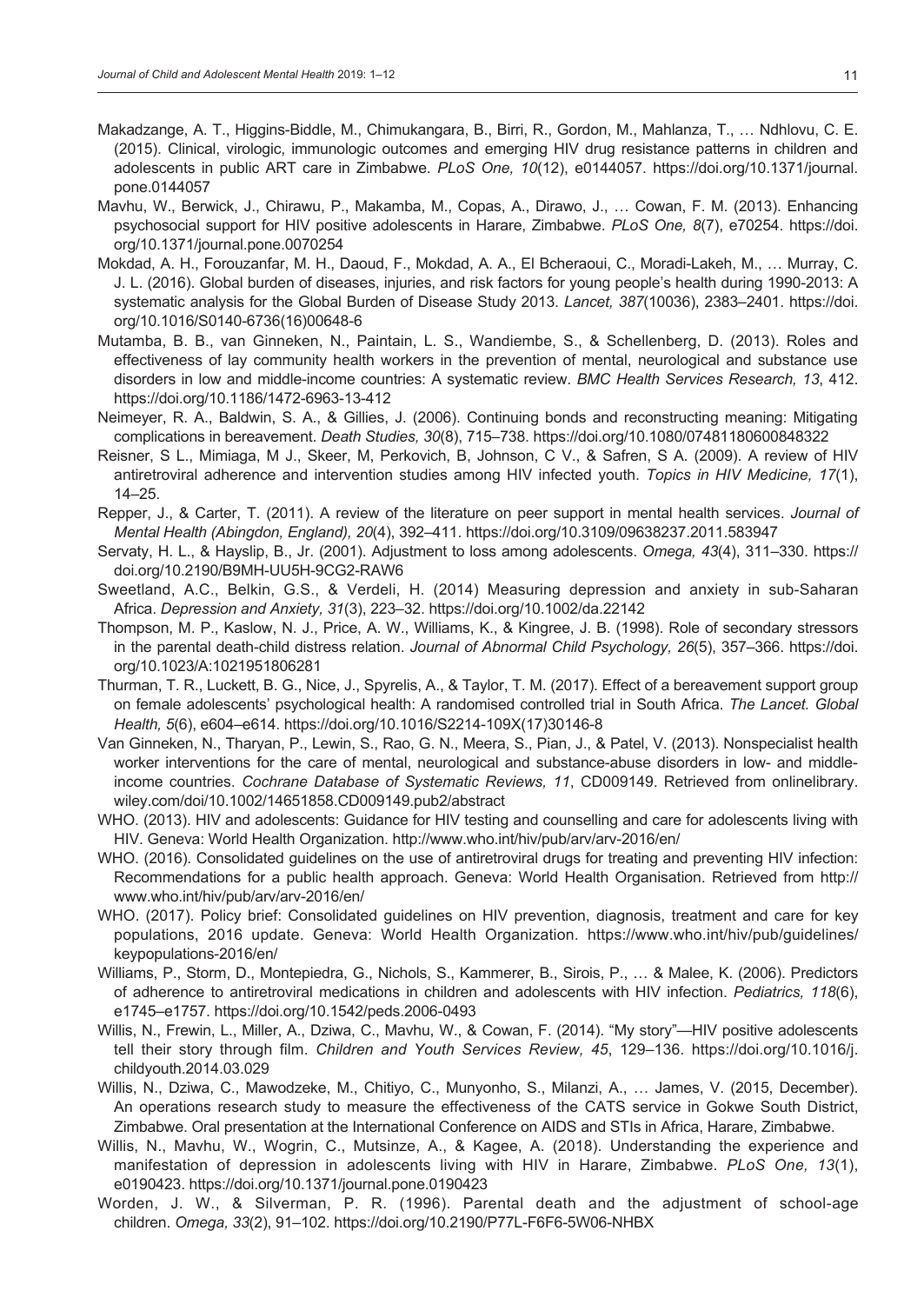Makadzange, A. T., Higgins-Biddle, M., Chimukangara, B., Birri, R., Gordon, M., Mahlanza, T., … Ndhlovu, C. E. (2015). Clinical, virologic, immunologic outcomes and emerging HIV drug resistance patterns in children and adolescents in public ART care in Zimbabwe. *PLoS One, 10*(12), e0144057. https://doi.org/10.1371/journal.pone.0144057

Mavhu, W., Berwick, J., Chirawu, P., Makamba, M., Copas, A., Dirawo, J., … Cowan, F. M. (2013). Enhancing psychosocial support for HIV positive adolescents in Harare, Zimbabwe. *PLoS One, 8*(7), e70254. https://doi.org/10.1371/journal.pone.0070254

Mokdad, A. H., Forouzanfar, M. H., Daoud, F., Mokdad, A. A., El Bcheraoui, C., Moradi-Lakeh, M., … Murray, C. J. L. (2016). Global burden of diseases, injuries, and risk factors for young people's health during 1990-2013: A systematic analysis for the Global Burden of Disease Study 2013. *Lancet, 387*(10036), 2383–2401. https://doi.org/10.1016/S0140-6736(16)00648-6

Mutamba, B. B., van Ginneken, N., Paintain, L. S., Wandiembe, S., & Schellenberg, D. (2013). Roles and effectiveness of lay community health workers in the prevention of mental, neurological and substance use disorders in low and middle-income countries: A systematic review. *BMC Health Services Research, 13*, 412. https://doi.org/10.1186/1472-6963-13-412

Neimeyer, R. A., Baldwin, S. A., & Gillies, J. (2006). Continuing bonds and reconstructing meaning: Mitigating complications in bereavement. *Death Studies, 30*(8), 715–738. https://doi.org/10.1080/07481180600848322

Reisner, S L., Mimiaga, M J., Skeer, M, Perkovich, B, Johnson, C V., & Safren, S A. (2009). A review of HIV antiretroviral adherence and intervention studies among HIV infected youth. *Topics in HIV Medicine, 17*(1), 14–25.

Repper, J., & Carter, T. (2011). A review of the literature on peer support in mental health services. *Journal of Mental Health (Abingdon, England), 20*(4), 392–411. https://doi.org/10.3109/09638237.2011.583947

Servaty, H. L., & Hayslip, B., Jr. (2001). Adjustment to loss among adolescents. *Omega, 43*(4), 311–330. https://doi.org/10.2190/B9MH-UU5H-9CG2-RAW6

Sweetland, A.C., Belkin, G.S., & Verdeli, H. (2014) Measuring depression and anxiety in sub-Saharan Africa. *Depression and Anxiety, 31*(3), 223–32. https://doi.org/10.1002/da.22142

Thompson, M. P., Kaslow, N. J., Price, A. W., Williams, K., & Kingree, J. B. (1998). Role of secondary stressors in the parental death-child distress relation. *Journal of Abnormal Child Psychology, 26*(5), 357–366. https://doi.org/10.1023/A:1021951806281

Thurman, T. R., Luckett, B. G., Nice, J., Spyrelis, A., & Taylor, T. M. (2017). Effect of a bereavement support group on female adolescents' psychological health: A randomised controlled trial in South Africa. *The Lancet. Global Health, 5*(6), e604–e614. https://doi.org/10.1016/S2214-109X(17)30146-8

Van Ginneken, N., Tharyan, P., Lewin, S., Rao, G. N., Meera, S., Pian, J., & Patel, V. (2013). Nonspecialist health worker interventions for the care of mental, neurological and substance-abuse disorders in low- and middle-income countries. *Cochrane Database of Systematic Reviews, 11*, CD009149. Retrieved from onlinelibrary.wiley.com/doi/10.1002/14651858.CD009149.pub2/abstract

WHO. (2013). HIV and adolescents: Guidance for HIV testing and counselling and care for adolescents living with HIV. Geneva: World Health Organization. http://www.who.int/hiv/pub/arv/arv-2016/en/

WHO. (2016). Consolidated guidelines on the use of antiretroviral drugs for treating and preventing HIV infection: Recommendations for a public health approach. Geneva: World Health Organisation. Retrieved from http://www.who.int/hiv/pub/arv/arv-2016/en/

WHO. (2017). Policy brief: Consolidated guidelines on HIV prevention, diagnosis, treatment and care for key populations, 2016 update. Geneva: World Health Organization. https://www.who.int/hiv/pub/guidelines/keypopulations-2016/en/

Williams, P., Storm, D., Montepiedra, G., Nichols, S., Kammerer, B., Sirois, P., … & Malee, K. (2006). Predictors of adherence to antiretroviral medications in children and adolescents with HIV infection. *Pediatrics, 118*(6), e1745–e1757. https://doi.org/10.1542/peds.2006-0493

Willis, N., Frewin, L., Miller, A., Dziwa, C., Mavhu, W., & Cowan, F. (2014). "My story"—HIV positive adolescents tell their story through film. *Children and Youth Services Review, 45*, 129–136. https://doi.org/10.1016/j.childyouth.2014.03.029

Willis, N., Dziwa, C., Mawodzeke, M., Chitiyo, C., Munyonho, S., Milanzi, A., … James, V. (2015, December). An operations research study to measure the effectiveness of the CATS service in Gokwe South District, Zimbabwe. Oral presentation at the International Conference on AIDS and STIs in Africa, Harare, Zimbabwe.

Willis, N., Mavhu, W., Wogrin, C., Mutsinze, A., & Kagee, A. (2018). Understanding the experience and manifestation of depression in adolescents living with HIV in Harare, Zimbabwe. *PLoS One, 13*(1), e0190423. https://doi.org/10.1371/journal.pone.0190423

Worden, J. W., & Silverman, P. R. (1996). Parental death and the adjustment of school-age children. *Omega, 33*(2), 91–102. https://doi.org/10.2190/P77L-F6F6-5W06-NHBX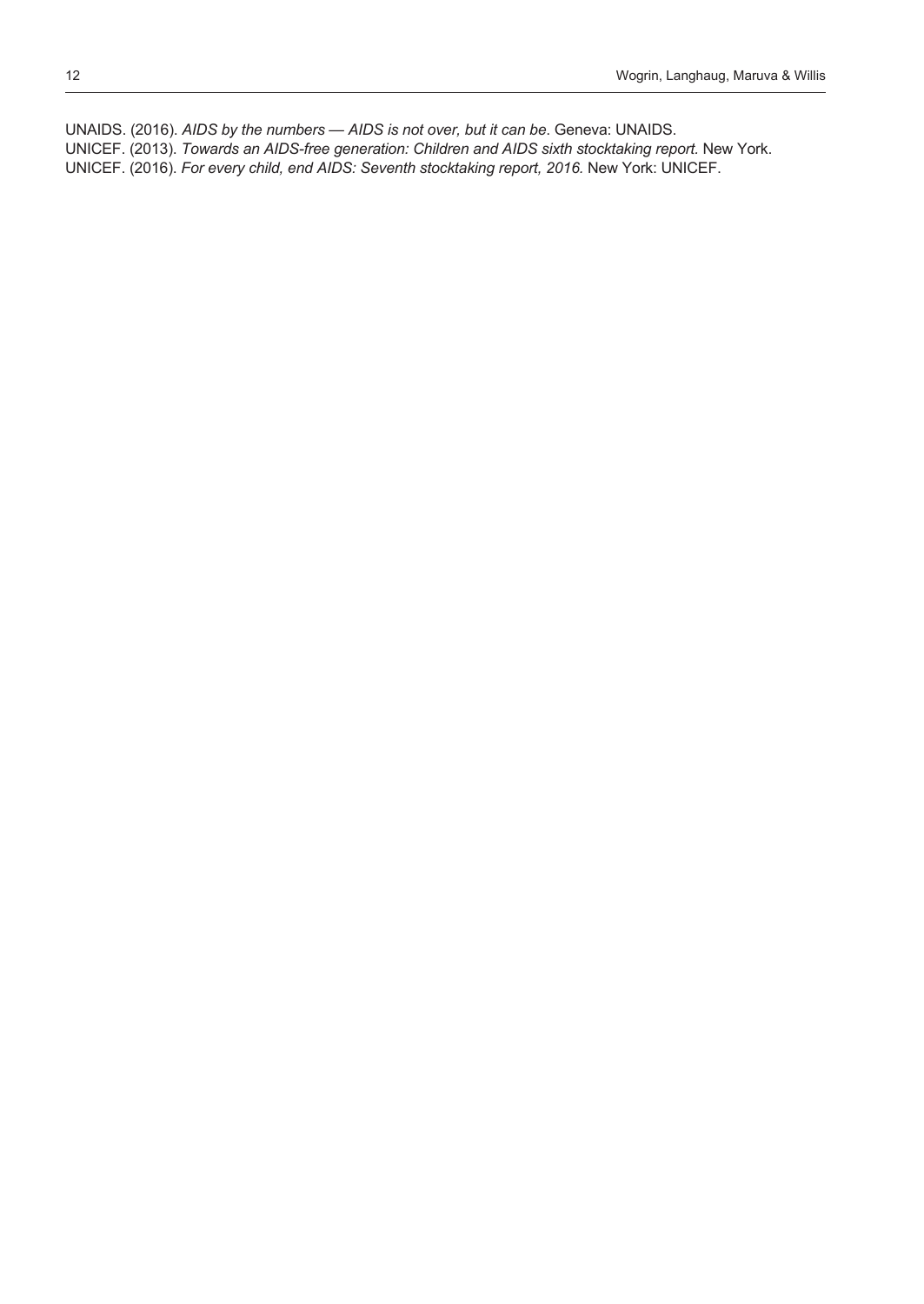UNAIDS. (2016). *AIDS by the numbers — AIDS is not over, but it can be*. Geneva: UNAIDS.
UNICEF. (2013). *Towards an AIDS-free generation: Children and AIDS sixth stocktaking report.* New York.
UNICEF. (2016). *For every child, end AIDS: Seventh stocktaking report, 2016.* New York: UNICEF.